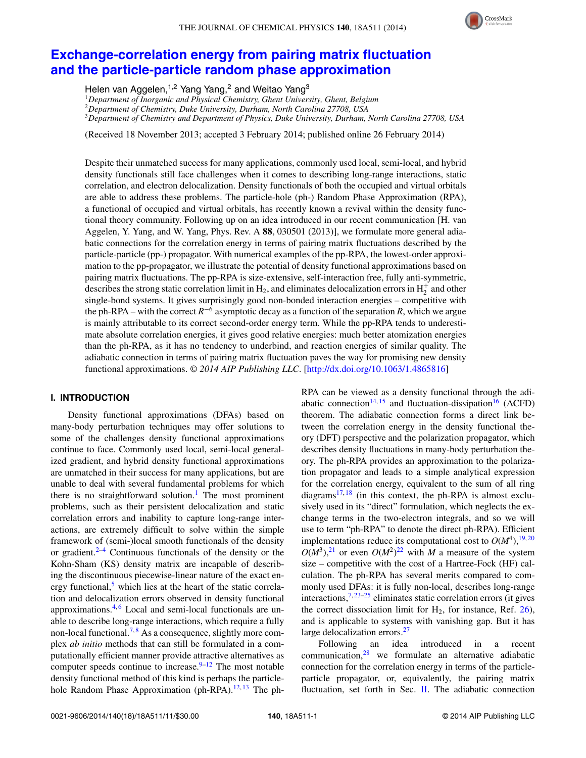# Exchange-correlation energy from pairing matrix fluctuation and the particle-particle random phase approximation

Helen van Aggelen,[1,2] Yang Yang,[2] and Weitao Yang[3]

[1]*Department of Inorganic and Physical Chemistry, Ghent University, Ghent, Belgium*
[2]*Department of Chemistry, Duke University, Durham, North Carolina 27708, USA*
[3]*Department of Chemistry and Department of Physics, Duke University, Durham, North Carolina 27708, USA*

(Received 18 November 2013; accepted 3 February 2014; published online 26 February 2014)

Despite their unmatched success for many applications, commonly used local, semi-local, and hybrid density functionals still face challenges when it comes to describing long-range interactions, static correlation, and electron delocalization. Density functionals of both the occupied and virtual orbitals are able to address these problems. The particle-hole (ph-) Random Phase Approximation (RPA), a functional of occupied and virtual orbitals, has recently known a revival within the density functional theory community. Following up on an idea introduced in our recent communication [H. van Aggelen, Y. Yang, and W. Yang, Phys. Rev. A **88**, 030501 (2013)], we formulate more general adiabatic connections for the correlation energy in terms of pairing matrix fluctuations described by the particle-particle (pp-) propagator. With numerical examples of the pp-RPA, the lowest-order approximation to the pp-propagator, we illustrate the potential of density functional approximations based on pairing matrix fluctuations. The pp-RPA is size-extensive, self-interaction free, fully anti-symmetric, describes the strong static correlation limit in $H_2$, and eliminates delocalization errors in $H_2^+$ and other single-bond systems. It gives surprisingly good non-bonded interaction energies – competitive with the ph-RPA – with the correct $R^{-6}$ asymptotic decay as a function of the separation $R$, which we argue is mainly attributable to its correct second-order energy term. While the pp-RPA tends to underestimate absolute correlation energies, it gives good relative energies: much better atomization energies than the ph-RPA, as it has no tendency to underbind, and reaction energies of similar quality. The adiabatic connection in terms of pairing matrix fluctuation paves the way for promising new density functional approximations. *© 2014 AIP Publishing LLC*. [http://dx.doi.org/10.1063/1.4865816]

## I. INTRODUCTION

Density functional approximations (DFAs) based on many-body perturbation techniques may offer solutions to some of the challenges density functional approximations continue to face. Commonly used local, semi-local generalized gradient, and hybrid density functional approximations are unmatched in their success for many applications, but are unable to deal with several fundamental problems for which there is no straightforward solution.[1] The most prominent problems, such as their persistent delocalization and static correlation errors and inability to capture long-range interactions, are extremely difficult to solve within the simple framework of (semi-)local smooth functionals of the density or gradient.[2–4] Continuous functionals of the density or the Kohn-Sham (KS) density matrix are incapable of describing the discontinuous piecewise-linear nature of the exact energy functional,[5] which lies at the heart of the static correlation and delocalization errors observed in density functional approximations.[4,6] Local and semi-local functionals are unable to describe long-range interactions, which require a fully non-local functional.[7,8] As a consequence, slightly more complex *ab initio* methods that can still be formulated in a computationally efficient manner provide attractive alternatives as computer speeds continue to increase.[9–12] The most notable density functional method of this kind is perhaps the particle-hole Random Phase Approximation (ph-RPA).[12,13] The ph-RPA can be viewed as a density functional through the adiabatic connection[14,15] and fluctuation-dissipation[16] (ACFD) theorem. The adiabatic connection forms a direct link between the correlation energy in the density functional theory (DFT) perspective and the polarization propagator, which describes density fluctuations in many-body perturbation theory. The ph-RPA provides an approximation to the polarization propagator and leads to a simple analytical expression for the correlation energy, equivalent to the sum of all ring diagrams[17,18] (in this context, the ph-RPA is almost exclusively used in its "direct" formulation, which neglects the exchange terms in the two-electron integrals, and so we will use to term "ph-RPA" to denote the direct ph-RPA). Efficient implementations reduce its computational cost to $O(M^4)$,[19,20] $O(M^3)$,[21] or even $O(M^2)$[22] with $M$ a measure of the system size – competitive with the cost of a Hartree-Fock (HF) calculation. The ph-RPA has several merits compared to commonly used DFAs: it is fully non-local, describes long-range interactions,[7,23–25] eliminates static correlation errors (it gives the correct dissociation limit for $H_2$, for instance, Ref. 26), and is applicable to systems with vanishing gap. But it has large delocalization errors.[27]

Following an idea introduced in a recent communication,[28] we formulate an alternative adiabatic connection for the correlation energy in terms of the particle-particle propagator, or, equivalently, the pairing matrix fluctuation, set forth in Sec. II. The adiabatic connection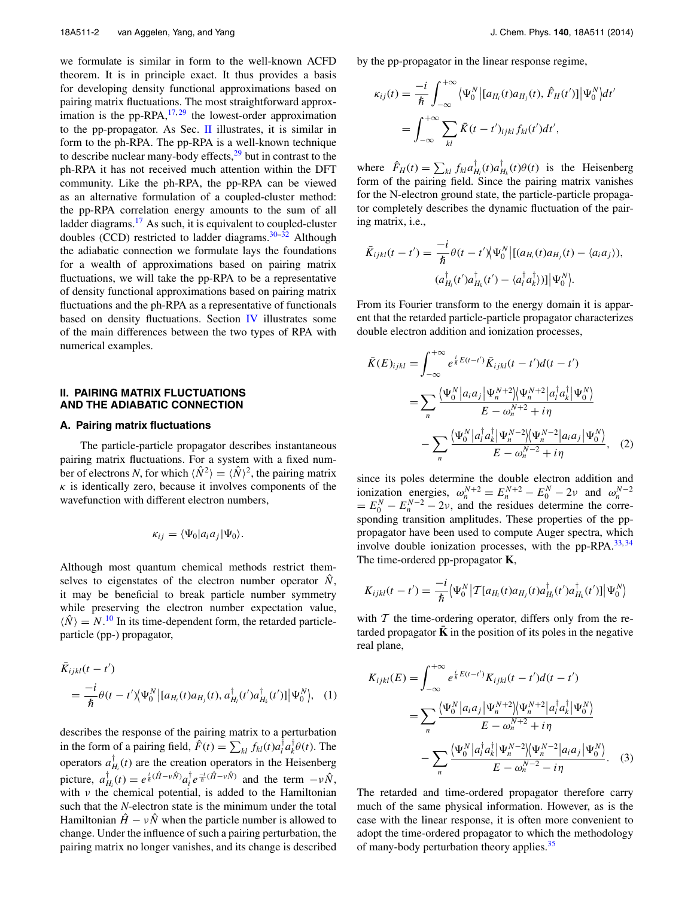we formulate is similar in form to the well-known ACFD theorem. It is in principle exact. It thus provides a basis for developing density functional approximations based on pairing matrix fluctuations. The most straightforward approximation is the pp-RPA,[17,29] the lowest-order approximation to the pp-propagator. As Sec. II illustrates, it is similar in form to the ph-RPA. The pp-RPA is a well-known technique to describe nuclear many-body effects,[29] but in contrast to the ph-RPA it has not received much attention within the DFT community. Like the ph-RPA, the pp-RPA can be viewed as an alternative formulation of a coupled-cluster method: the pp-RPA correlation energy amounts to the sum of all ladder diagrams.[17] As such, it is equivalent to coupled-cluster doubles (CCD) restricted to ladder diagrams.[30–32] Although the adiabatic connection we formulate lays the foundations for a wealth of approximations based on pairing matrix fluctuations, we will take the pp-RPA to be a representative of density functional approximations based on pairing matrix fluctuations and the ph-RPA as a representative of functionals based on density fluctuations. Section IV illustrates some of the main differences between the two types of RPA with numerical examples.

## II. PAIRING MATRIX FLUCTUATIONS AND THE ADIABATIC CONNECTION

### A. Pairing matrix fluctuations

The particle-particle propagator describes instantaneous pairing matrix fluctuations. For a system with a fixed number of electrons $N$, for which $\langle \hat{N}^2 \rangle = \langle \hat{N} \rangle^2$, the pairing matrix $\kappa$ is identically zero, because it involves components of the wavefunction with different electron numbers,

$$\kappa_{ij} = \langle \Psi_0 | a_i a_j | \Psi_0 \rangle.$$

Although most quantum chemical methods restrict themselves to eigenstates of the electron number operator $\hat{N}$, it may be beneficial to break particle number symmetry while preserving the electron number expectation value, $\langle \hat{N} \rangle = N$.[10] In its time-dependent form, the retarded particle-particle (pp-) propagator,

$$\bar{K}_{ijkl}(t-t') = \frac{-i}{\hbar}\theta(t-t')\left\langle \Psi_0^N \left| [a_{H_i}(t)a_{H_j}(t), a_{H_l}^\dagger(t')a_{H_k}^\dagger(t')] \right| \Psi_0^N \right\rangle, \quad (1)$$

describes the response of the pairing matrix to a perturbation in the form of a pairing field, $\hat{F}(t) = \sum_{kl} f_{kl}(t) a_l^\dagger a_k^\dagger \theta(t)$. The operators $a_{H_i}^\dagger(t)$ are the creation operators in the Heisenberg picture, $a_{H_i}^\dagger(t) = e^{\frac{i}{\hbar}(\hat{H}-\nu\hat{N})} a_i^\dagger e^{\frac{-i}{\hbar}(\hat{H}-\nu\hat{N})}$ and the term $-\nu\hat{N}$, with $\nu$ the chemical potential, is added to the Hamiltonian such that the $N$-electron state is the minimum under the total Hamiltonian $\hat{H} - \nu\hat{N}$ when the particle number is allowed to change. Under the influence of such a pairing perturbation, the pairing matrix no longer vanishes, and its change is described by the pp-propagator in the linear response regime,

$$\begin{aligned}
\kappa_{ij}(t) &= \frac{-i}{\hbar}\int_{-\infty}^{+\infty} \left\langle \Psi_0^N \left| [a_{H_i}(t)a_{H_j}(t), \hat{F}_H(t')] \right| \Psi_0^N \right\rangle dt' \\
&= \int_{-\infty}^{+\infty} \sum_{kl} \bar{K}(t-t')_{ijkl} f_{kl}(t') dt',
\end{aligned}$$

where $\hat{F}_H(t) = \sum_{kl} f_{kl} a_{H_l}^\dagger(t) a_{H_k}^\dagger(t)\theta(t)$ is the Heisenberg form of the pairing field. Since the pairing matrix vanishes for the N-electron ground state, the particle-particle propagator completely describes the dynamic fluctuation of the pairing matrix, i.e.,

$$\begin{aligned}
\bar{K}_{ijkl}(t-t') = \frac{-i}{\hbar}\theta(t-t')\Big\langle \Psi_0^N \Big| [(a_{H_i}(t)a_{H_j}(t) - \langle a_i a_j \rangle), \\
(a_{H_l}^\dagger(t')a_{H_k}^\dagger(t') - \langle a_l^\dagger a_k^\dagger \rangle)] \Big| \Psi_0^N \Big\rangle.
\end{aligned}$$

From its Fourier transform to the energy domain it is apparent that the retarded particle-particle propagator characterizes double electron addition and ionization processes,

$$\begin{aligned}
\bar{K}(E)_{ijkl} &= \int_{-\infty}^{+\infty} e^{\frac{i}{\hbar}E(t-t')} \bar{K}_{ijkl}(t-t') d(t-t') \\
&= \sum_n \frac{\left\langle \Psi_0^N \middle| a_i a_j \middle| \Psi_n^{N+2} \right\rangle \left\langle \Psi_n^{N+2} \middle| a_l^\dagger a_k^\dagger \middle| \Psi_0^N \right\rangle}{E - \omega_n^{N+2} + i\eta} \\
&\quad - \sum_n \frac{\left\langle \Psi_0^N \middle| a_l^\dagger a_k^\dagger \middle| \Psi_n^{N-2} \right\rangle \left\langle \Psi_n^{N-2} \middle| a_i a_j \middle| \Psi_0^N \right\rangle}{E - \omega_n^{N-2} + i\eta}, \quad (2)
\end{aligned}$$

since its poles determine the double electron addition and ionization energies, $\omega_n^{N+2} = E_n^{N+2} - E_0^N - 2\nu$ and $\omega_n^{N-2} = E_0^N - E_n^{N-2} - 2\nu$, and the residues determine the corresponding transition amplitudes. These properties of the pp-propagator have been used to compute Auger spectra, which involve double ionization processes, with the pp-RPA.[33,34] The time-ordered pp-propagator $\mathbf{K}$,

$$K_{ijkl}(t-t') = \frac{-i}{\hbar}\left\langle \Psi_0^N \left| \mathcal{T}[a_{H_i}(t)a_{H_j}(t)a_{H_l}^\dagger(t')a_{H_k}^\dagger(t')] \right| \Psi_0^N \right\rangle$$

with $\mathcal{T}$ the time-ordering operator, differs only from the retarded propagator $\bar{\mathbf{K}}$ in the position of its poles in the negative real plane,

$$\begin{aligned}
K_{ijkl}(E) &= \int_{-\infty}^{+\infty} e^{\frac{i}{\hbar}E(t-t')} K_{ijkl}(t-t') d(t-t') \\
&= \sum_n \frac{\left\langle \Psi_0^N \middle| a_i a_j \middle| \Psi_n^{N+2} \right\rangle \left\langle \Psi_n^{N+2} \middle| a_l^\dagger a_k^\dagger \middle| \Psi_0^N \right\rangle}{E - \omega_n^{N+2} + i\eta} \\
&\quad - \sum_n \frac{\left\langle \Psi_0^N \middle| a_l^\dagger a_k^\dagger \middle| \Psi_n^{N-2} \right\rangle \left\langle \Psi_n^{N-2} \middle| a_i a_j \middle| \Psi_0^N \right\rangle}{E - \omega_n^{N-2} - i\eta}. \quad (3)
\end{aligned}$$

The retarded and time-ordered propagator therefore carry much of the same physical information. However, as is the case with the linear response, it is often more convenient to adopt the time-ordered propagator to which the methodology of many-body perturbation theory applies.[35]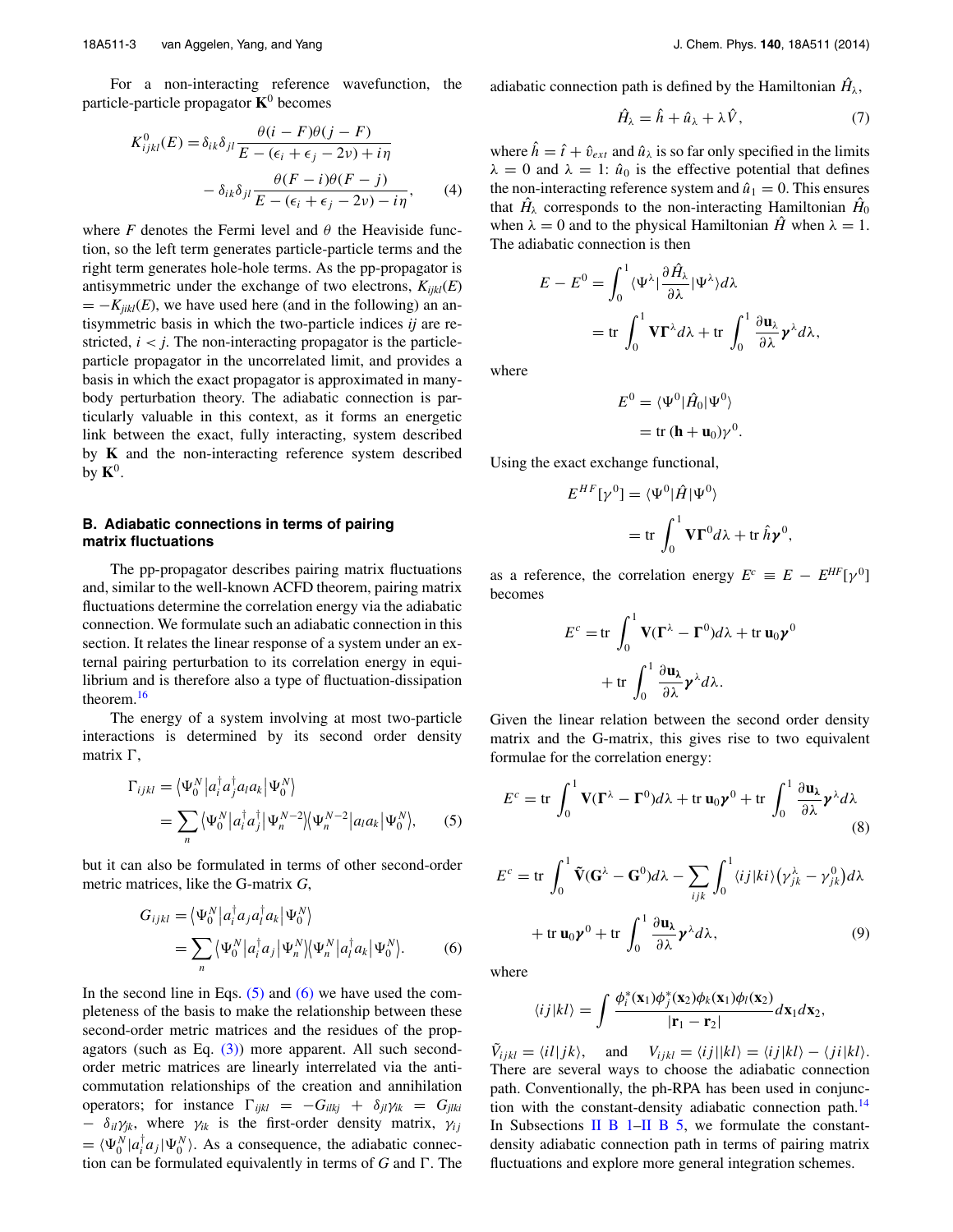For a non-interacting reference wavefunction, the particle-particle propagator $\mathbf{K}^0$ becomes

$$K^0_{ijkl}(E) = \delta_{ik}\delta_{jl}\frac{\theta(i-F)\theta(j-F)}{E-(\epsilon_i+\epsilon_j-2\nu)+i\eta} - \delta_{ik}\delta_{jl}\frac{\theta(F-i)\theta(F-j)}{E-(\epsilon_i+\epsilon_j-2\nu)-i\eta}, \quad (4)$$

where $F$ denotes the Fermi level and $\theta$ the Heaviside function, so the left term generates particle-particle terms and the right term generates hole-hole terms. As the pp-propagator is antisymmetric under the exchange of two electrons, $K_{ijkl}(E) = -K_{jikl}(E)$, we have used here (and in the following) an antisymmetric basis in which the two-particle indices $ij$ are restricted, $i < j$. The non-interacting propagator is the particle-particle propagator in the uncorrelated limit, and provides a basis in which the exact propagator is approximated in many-body perturbation theory. The adiabatic connection is particularly valuable in this context, as it forms an energetic link between the exact, fully interacting, system described by $\mathbf{K}$ and the non-interacting reference system described by $\mathbf{K}^0$.

### B. Adiabatic connections in terms of pairing matrix fluctuations

The pp-propagator describes pairing matrix fluctuations and, similar to the well-known ACFD theorem, pairing matrix fluctuations determine the correlation energy via the adiabatic connection. We formulate such an adiabatic connection in this section. It relates the linear response of a system under an external pairing perturbation to its correlation energy in equilibrium and is therefore also a type of fluctuation-dissipation theorem.[16]

The energy of a system involving at most two-particle interactions is determined by its second order density matrix $\Gamma$,

$$\Gamma_{ijkl} = \langle\Psi_0^N|a_i^\dagger a_j^\dagger a_l a_k|\Psi_0^N\rangle = \sum_n \langle\Psi_0^N|a_i^\dagger a_j^\dagger|\Psi_n^{N-2}\rangle\langle\Psi_n^{N-2}|a_l a_k|\Psi_0^N\rangle, \quad (5)$$

but it can also be formulated in terms of other second-order metric matrices, like the G-matrix $G$,

$$G_{ijkl} = \langle\Psi_0^N|a_i^\dagger a_j a_l^\dagger a_k|\Psi_0^N\rangle = \sum_n \langle\Psi_0^N|a_i^\dagger a_j|\Psi_n^N\rangle\langle\Psi_n^N|a_l^\dagger a_k|\Psi_0^N\rangle. \quad (6)$$

In the second line in Eqs. (5) and (6) we have used the completeness of the basis to make the relationship between these second-order metric matrices and the residues of the propagators (such as Eq. (3)) more apparent. All such second-order metric matrices are linearly interrelated via the anticommutation relationships of the creation and annihilation operators; for instance $\Gamma_{ijkl} = -G_{ilkj} + \delta_{jl}\gamma_{ik} = G_{jlki} - \delta_{il}\gamma_{jk}$, where $\gamma_{ik}$ is the first-order density matrix, $\gamma_{ij} = \langle\Psi_0^N|a_i^\dagger a_j|\Psi_0^N\rangle$. As a consequence, the adiabatic connection can be formulated equivalently in terms of $G$ and $\Gamma$. The adiabatic connection path is defined by the Hamiltonian $\hat{H}_\lambda$,

$$\hat{H}_\lambda = \hat{h} + \hat{u}_\lambda + \lambda\hat{V}, \quad (7)$$

where $\hat{h} = \hat{t} + \hat{v}_{ext}$ and $\hat{u}_\lambda$ is so far only specified in the limits $\lambda = 0$ and $\lambda = 1$: $\hat{u}_0$ is the effective potential that defines the non-interacting reference system and $\hat{u}_1 = 0$. This ensures that $\hat{H}_\lambda$ corresponds to the non-interacting Hamiltonian $\hat{H}_0$ when $\lambda = 0$ and to the physical Hamiltonian $\hat{H}$ when $\lambda = 1$. The adiabatic connection is then

$$E - E^0 = \int_0^1 \langle\Psi^\lambda|\frac{\partial\hat{H}_\lambda}{\partial\lambda}|\Psi^\lambda\rangle d\lambda = \text{tr}\int_0^1 \mathbf{V}\boldsymbol{\Gamma}^\lambda d\lambda + \text{tr}\int_0^1 \frac{\partial\mathbf{u}_\lambda}{\partial\lambda}\boldsymbol{\gamma}^\lambda d\lambda,$$

where

$$E^0 = \langle\Psi^0|\hat{H}_0|\Psi^0\rangle = \text{tr}\,(\mathbf{h}+\mathbf{u}_0)\gamma^0.$$

Using the exact exchange functional,

$$E^{HF}[\gamma^0] = \langle\Psi^0|\hat{H}|\Psi^0\rangle = \text{tr}\int_0^1 \mathbf{V}\boldsymbol{\Gamma}^0 d\lambda + \text{tr}\,\hat{h}\boldsymbol{\gamma}^0,$$

as a reference, the correlation energy $E^c \equiv E - E^{HF}[\gamma^0]$ becomes

$$E^c = \text{tr}\int_0^1 \mathbf{V}(\boldsymbol{\Gamma}^\lambda - \boldsymbol{\Gamma}^0)d\lambda + \text{tr}\,\mathbf{u}_0\boldsymbol{\gamma}^0 + \text{tr}\int_0^1 \frac{\partial\mathbf{u}_\lambda}{\partial\lambda}\boldsymbol{\gamma}^\lambda d\lambda.$$

Given the linear relation between the second order density matrix and the G-matrix, this gives rise to two equivalent formulae for the correlation energy:

$$E^c = \text{tr}\int_0^1 \mathbf{V}(\boldsymbol{\Gamma}^\lambda - \boldsymbol{\Gamma}^0)d\lambda + \text{tr}\,\mathbf{u}_0\boldsymbol{\gamma}^0 + \text{tr}\int_0^1 \frac{\partial\mathbf{u}_\lambda}{\partial\lambda}\boldsymbol{\gamma}^\lambda d\lambda \quad (8)$$

$$E^c = \text{tr}\int_0^1 \tilde{\mathbf{V}}(\mathbf{G}^\lambda - \mathbf{G}^0)d\lambda - \sum_{ijk}\int_0^1 \langle ij|ki\rangle\left(\gamma_{jk}^\lambda - \gamma_{jk}^0\right)d\lambda + \text{tr}\,\mathbf{u}_0\boldsymbol{\gamma}^0 + \text{tr}\int_0^1 \frac{\partial\mathbf{u}_\lambda}{\partial\lambda}\boldsymbol{\gamma}^\lambda d\lambda, \quad (9)$$

where

$$\langle ij|kl\rangle = \int \frac{\phi_i^*(\mathbf{x}_1)\phi_j^*(\mathbf{x}_2)\phi_k(\mathbf{x}_1)\phi_l(\mathbf{x}_2)}{|\mathbf{r}_1 - \mathbf{r}_2|}d\mathbf{x}_1 d\mathbf{x}_2,$$

$\tilde{V}_{ijkl} = \langle il|jk\rangle$, and $V_{ijkl} = \langle ij||kl\rangle = \langle ij|kl\rangle - \langle ji|kl\rangle$. There are several ways to choose the adiabatic connection path. Conventionally, the ph-RPA has been used in conjunction with the constant-density adiabatic connection path.[14] In Subsections II B 1–II B 5, we formulate the constant-density adiabatic connection path in terms of pairing matrix fluctuations and explore more general integration schemes.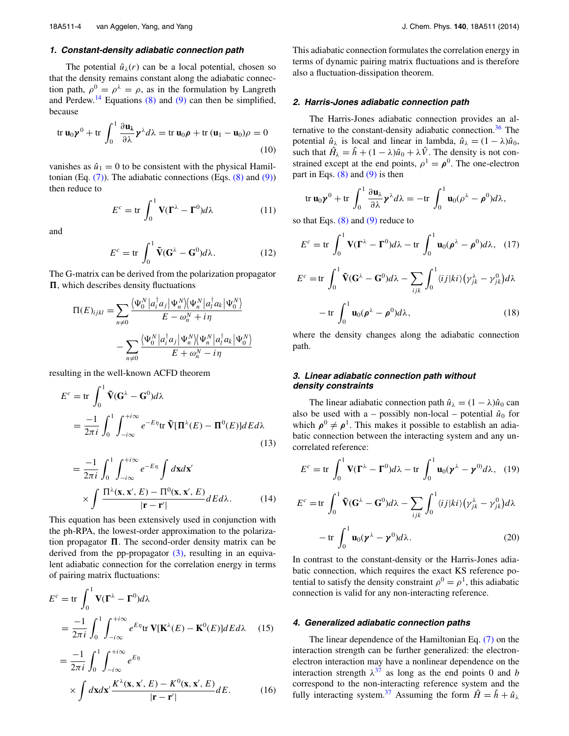#### 1. Constant-density adiabatic connection path

The potential $\hat{u}_\lambda(r)$ can be a local potential, chosen so that the density remains constant along the adiabatic connection path, $\rho^0 = \rho^\lambda = \rho$, as in the formulation by Langreth and Perdew.[14] Equations (8) and (9) can then be simplified, because

$$\mathrm{tr}\,\mathbf{u}_0\boldsymbol{\gamma}^0 + \mathrm{tr}\int_0^1 \frac{\partial \mathbf{u}_\lambda}{\partial \lambda}\boldsymbol{\gamma}^\lambda d\lambda = \mathrm{tr}\,\mathbf{u}_0\boldsymbol{\rho} + \mathrm{tr}\,(\mathbf{u}_1 - \mathbf{u}_0)\rho = 0 \tag{10}$$

vanishes as $\hat{u}_1 = 0$ to be consistent with the physical Hamiltonian (Eq. (7)). The adiabatic connections (Eqs. (8) and (9)) then reduce to

$$E^c = \mathrm{tr}\int_0^1 \mathbf{V}(\boldsymbol{\Gamma}^\lambda - \boldsymbol{\Gamma}^0)d\lambda \tag{11}$$

and

$$E^c = \mathrm{tr}\int_0^1 \tilde{\mathbf{V}}(\mathbf{G}^\lambda - \mathbf{G}^0)d\lambda. \tag{12}$$

The G-matrix can be derived from the polarization propagator $\boldsymbol{\Pi}$, which describes density fluctuations

$$\Pi(E)_{ijkl} = \sum_{n\neq 0}\frac{\langle\Psi_0^N|a_i^\dagger a_j|\Psi_n^N\rangle\langle\Psi_n^N|a_l^\dagger a_k|\Psi_0^N\rangle}{E-\omega_n^N+i\eta} - \sum_{n\neq 0}\frac{\langle\Psi_0^N|a_l^\dagger a_j|\Psi_n^N\rangle\langle\Psi_n^N|a_l^\dagger a_k|\Psi_0^N\rangle}{E+\omega_n^N-i\eta}$$

resulting in the well-known ACFD theorem

$$E^c = \mathrm{tr}\int_0^1 \tilde{\mathbf{V}}(\mathbf{G}^\lambda - \mathbf{G}^0)d\lambda = \frac{-1}{2\pi i}\int_0^1\int_{-i\infty}^{+i\infty} e^{-E\eta}\,\mathrm{tr}\,\tilde{\mathbf{V}}[\boldsymbol{\Pi}^\lambda(E) - \boldsymbol{\Pi}^0(E)]dE\,d\lambda \tag{13}$$

$$= \frac{-1}{2\pi i}\int_0^1\int_{-i\infty}^{+i\infty} e^{-E\eta}\int d\mathbf{x}d\mathbf{x}' \times \int \frac{\Pi^\lambda(\mathbf{x},\mathbf{x}',E) - \Pi^0(\mathbf{x},\mathbf{x}',E)}{|\mathbf{r}-\mathbf{r}'|}dE\,d\lambda. \tag{14}$$

This equation has been extensively used in conjunction with the ph-RPA, the lowest-order approximation to the polarization propagator $\boldsymbol{\Pi}$. The second-order density matrix can be derived from the pp-propagator (3), resulting in an equivalent adiabatic connection for the correlation energy in terms of pairing matrix fluctuations:

$$E^c = \mathrm{tr}\int_0^1 \mathbf{V}(\boldsymbol{\Gamma}^\lambda - \boldsymbol{\Gamma}^0)d\lambda = \frac{-1}{2\pi i}\int_0^1\int_{-i\infty}^{+i\infty} e^{E\eta}\,\mathrm{tr}\,\mathbf{V}[\mathbf{K}^\lambda(E) - \mathbf{K}^0(E)]dE\,d\lambda \tag{15}$$

$$= \frac{-1}{2\pi i}\int_0^1\int_{-i\infty}^{+i\infty} e^{E\eta} \times \int d\mathbf{x}d\mathbf{x}'\frac{K^\lambda(\mathbf{x},\mathbf{x}',E) - K^0(\mathbf{x},\mathbf{x}',E)}{|\mathbf{r}-\mathbf{r}'|}dE. \tag{16}$$

This adiabatic connection formulates the correlation energy in terms of dynamic pairing matrix fluctuations and is therefore also a fluctuation-dissipation theorem.

#### 2. Harris-Jones adiabatic connection path

The Harris-Jones adiabatic connection provides an alternative to the constant-density adiabatic connection.[36] The potential $\hat{u}_\lambda$ is local and linear in lambda, $\hat{u}_\lambda = (1-\lambda)\hat{u}_0$, such that $\hat{H}_\lambda = \hat{h} + (1-\lambda)\hat{u}_0 + \lambda\hat{V}$. The density is not constrained except at the end points, $\rho^1 = \boldsymbol{\rho}^0$. The one-electron part in Eqs. (8) and (9) is then

$$\mathrm{tr}\,\mathbf{u}_0\boldsymbol{\gamma}^0 + \mathrm{tr}\int_0^1 \frac{\partial \mathbf{u}_\lambda}{\partial \lambda}\boldsymbol{\gamma}^\lambda d\lambda = -\mathrm{tr}\int_0^1 \mathbf{u}_0(\rho^\lambda - \boldsymbol{\rho}^0)d\lambda,$$

so that Eqs. (8) and (9) reduce to

$$E^c = \mathrm{tr}\int_0^1 \mathbf{V}(\boldsymbol{\Gamma}^\lambda - \boldsymbol{\Gamma}^0)d\lambda - \mathrm{tr}\int_0^1 \mathbf{u}_0(\boldsymbol{\rho}^\lambda - \boldsymbol{\rho}^0)d\lambda, \tag{17}$$

$$E^c = \mathrm{tr}\int_0^1 \tilde{\mathbf{V}}(\mathbf{G}^\lambda - \mathbf{G}^0)d\lambda - \sum_{ijk}\int_0^1 \langle ij|ki\rangle\left(\gamma_{jk}^\lambda - \gamma_{jk}^0\right)d\lambda - \mathrm{tr}\int_0^1 \mathbf{u}_0(\boldsymbol{\rho}^\lambda - \boldsymbol{\rho}^0)d\lambda, \tag{18}$$

where the density changes along the adiabatic connection path.

#### 3. Linear adiabatic connection path without density constraints

The linear adiabatic connection path $\hat{u}_\lambda = (1-\lambda)\hat{u}_0$ can also be used with a – possibly non-local – potential $\hat{u}_0$ for which $\boldsymbol{\rho}^0 \neq \boldsymbol{\rho}^1$. This makes it possible to establish an adiabatic connection between the interacting system and any uncorrelated reference:

$$E^c = \mathrm{tr}\int_0^1 \mathbf{V}(\boldsymbol{\Gamma}^\lambda - \boldsymbol{\Gamma}^0)d\lambda - \mathrm{tr}\int_0^1 \mathbf{u}_0(\boldsymbol{\gamma}^\lambda - \boldsymbol{\gamma}^0)d\lambda, \tag{19}$$

$$E^c = \mathrm{tr}\int_0^1 \tilde{\mathbf{V}}(\mathbf{G}^\lambda - \mathbf{G}^0)d\lambda - \sum_{ijk}\int_0^1 \langle ij|ki\rangle\left(\gamma_{jk}^\lambda - \gamma_{jk}^0\right)d\lambda - \mathrm{tr}\int_0^1 \mathbf{u}_0(\boldsymbol{\gamma}^\lambda - \boldsymbol{\gamma}^0)d\lambda. \tag{20}$$

In contrast to the constant-density or the Harris-Jones adiabatic connection, which requires the exact KS reference potential to satisfy the density constraint $\rho^0 = \rho^1$, this adiabatic connection is valid for any non-interacting reference.

#### 4. Generalized adiabatic connection paths

The linear dependence of the Hamiltonian Eq. (7) on the interaction strength can be further generalized: the electron-electron interaction may have a nonlinear dependence on the interaction strength $\lambda$[37] as long as the end points 0 and $b$ correspond to the non-interacting reference system and the fully interacting system.[37] Assuming the form $\hat{H} = \hat{h} + \hat{u}_\lambda$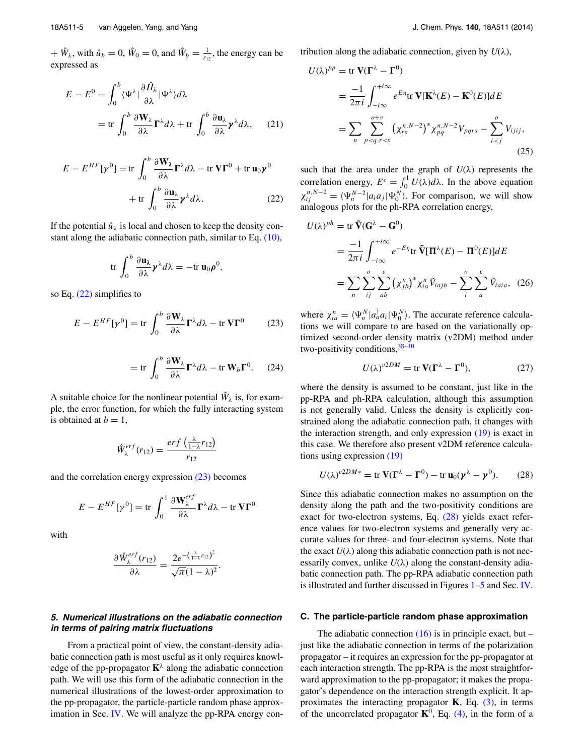$+ \hat{W}_\lambda$, with $\hat{u}_b = 0$, $\hat{W}_0 = 0$, and $\hat{W}_b = \frac{1}{r_{12}}$, the energy can be expressed as

$$E - E^0 = \int_0^b \langle \Psi^\lambda | \frac{\partial \hat{H}_\lambda}{\partial \lambda} | \Psi^\lambda \rangle d\lambda$$
$$= \text{tr} \int_0^b \frac{\partial \mathbf{W}_\lambda}{\partial \lambda} \boldsymbol{\Gamma}^\lambda d\lambda + \text{tr} \int_0^b \frac{\partial \mathbf{u}_\lambda}{\partial \lambda} \boldsymbol{\gamma}^\lambda d\lambda, \quad (21)$$

$$E - E^{HF}[\gamma^0] = \text{tr} \int_0^b \frac{\partial \mathbf{W}_\lambda}{\partial \lambda} \boldsymbol{\Gamma}^\lambda d\lambda - \text{tr}\, \mathbf{V}\boldsymbol{\Gamma}^0 + \text{tr}\, \mathbf{u}_0 \boldsymbol{\gamma}^0$$
$$+ \text{tr} \int_0^b \frac{\partial \mathbf{u}_\lambda}{\partial \lambda} \boldsymbol{\gamma}^\lambda d\lambda. \quad (22)$$

If the potential $\hat{u}_\lambda$ is local and chosen to keep the density constant along the adiabatic connection path, similar to Eq. (10),

$$\text{tr} \int_0^b \frac{\partial \mathbf{u}_\lambda}{\partial \lambda} \boldsymbol{\gamma}^\lambda d\lambda = -\text{tr}\, \mathbf{u}_0 \boldsymbol{\rho}^0,$$

so Eq. (22) simplifies to

$$E - E^{HF}[\gamma^0] = \text{tr} \int_0^b \frac{\partial \mathbf{W}_\lambda}{\partial \lambda} \boldsymbol{\Gamma}^\lambda d\lambda - \text{tr}\, \mathbf{V}\boldsymbol{\Gamma}^0 \quad (23)$$

$$= \text{tr} \int_0^b \frac{\partial \mathbf{W}_\lambda}{\partial \lambda} \boldsymbol{\Gamma}^\lambda d\lambda - \text{tr}\, \mathbf{W}_b \boldsymbol{\Gamma}^0. \quad (24)$$

A suitable choice for the nonlinear potential $\hat{W}_\lambda$ is, for example, the error function, for which the fully interacting system is obtained at $b = 1$,

$$\hat{W}_\lambda^{erf}(r_{12}) = \frac{erf\left(\frac{\lambda}{1-\lambda} r_{12}\right)}{r_{12}}$$

and the correlation energy expression (23) becomes

$$E - E^{HF}[\gamma^0] = \text{tr} \int_0^1 \frac{\partial \mathbf{W}_\lambda^{erf}}{\partial \lambda} \boldsymbol{\Gamma}^\lambda d\lambda - \text{tr}\, \mathbf{V}\boldsymbol{\Gamma}^0$$

with

$$\frac{\partial \hat{W}_\lambda^{erf}(r_{12})}{\partial \lambda} = \frac{2 e^{-\left(\frac{\lambda}{1-\lambda} r_{12}\right)^2}}{\sqrt{\pi}(1-\lambda)^2}.$$

#### *5. Numerical illustrations on the adiabatic connection in terms of pairing matrix fluctuations*

From a practical point of view, the constant-density adiabatic connection path is most useful as it only requires knowledge of the pp-propagator $\mathbf{K}^\lambda$ along the adiabatic connection path. We will use this form of the adiabatic connection in the numerical illustrations of the lowest-order approximation to the pp-propagator, the particle-particle random phase approximation in Sec. IV. We will analyze the pp-RPA energy contribution along the adiabatic connection, given by $U(\lambda)$,

$$U(\lambda)^{pp} = \text{tr}\, \mathbf{V}(\boldsymbol{\Gamma}^\lambda - \boldsymbol{\Gamma}^0)$$
$$= \frac{-1}{2\pi i} \int_{-i\infty}^{+i\infty} e^{E\eta} \text{tr}\, \mathbf{V}[\mathbf{K}^\lambda(E) - \mathbf{K}^0(E)] dE$$
$$= \sum_n \sum_{p<q, r<s}^{o+v} \left(\chi_{rs}^{n,N-2}\right)^* \chi_{pq}^{n,N-2} V_{pqrs} - \sum_{i<j}^{o} V_{ijij}, \quad (25)$$

such that the area under the graph of $U(\lambda)$ represents the correlation energy, $E^c = \int_0^1 U(\lambda) d\lambda$. In the above equation $\chi_{ij}^{n,N-2} = \langle \Psi_n^{N-2} | a_i a_j | \Psi_0^N \rangle$. For comparison, we will show analogous plots for the ph-RPA correlation energy,

$$U(\lambda)^{ph} = \text{tr}\, \tilde{\mathbf{V}}(\mathbf{G}^\lambda - \mathbf{G}^0)$$
$$= \frac{-1}{2\pi i} \int_{-i\infty}^{+i\infty} e^{-E\eta} \text{tr}\, \tilde{\mathbf{V}}[\boldsymbol{\Pi}^\lambda(E) - \boldsymbol{\Pi}^0(E)] dE$$
$$= \sum_n \sum_{ij}^{o} \sum_{ab}^{v} \left(\chi_{jb}^n\right)^* \chi_{ia}^n \tilde{V}_{iajb} - \sum_i^o \sum_a^v \tilde{V}_{iaia}, \quad (26)$$

where $\chi_{ia}^n = \langle \Psi_n^N | a_a^\dagger a_i | \Psi_0^N \rangle$. The accurate reference calculations we will compare to are based on the variationally optimized second-order density matrix (v2DM) method under two-positivity conditions,[38–40]

$$U(\lambda)^{v2DM} = \text{tr}\, \mathbf{V}(\boldsymbol{\Gamma}^\lambda - \boldsymbol{\Gamma}^0), \quad (27)$$

where the density is assumed to be constant, just like in the pp-RPA and ph-RPA calculation, although this assumption is not generally valid. Unless the density is explicitly constrained along the adiabatic connection path, it changes with the interaction strength, and only expression (19) is exact in this case. We therefore also present v2DM reference calculations using expression (19)

$$U(\lambda)^{v2DM*} = \text{tr}\, \mathbf{V}(\boldsymbol{\Gamma}^\lambda - \boldsymbol{\Gamma}^0) - \text{tr}\, \mathbf{u}_0(\boldsymbol{\gamma}^\lambda - \boldsymbol{\gamma}^0). \quad (28)$$

Since this adiabatic connection makes no assumption on the density along the path and the two-positivity conditions are exact for two-electron systems, Eq. (28) yields exact reference values for two-electron systems and generally very accurate values for three- and four-electron systems. Note that the exact $U(\lambda)$ along this adiabatic connection path is not necessarily convex, unlike $U(\lambda)$ along the constant-density adiabatic connection path. The pp-RPA adiabatic connection path is illustrated and further discussed in Figures 1–5 and Sec. IV.

### C. The particle-particle random phase approximation

The adiabatic connection (16) is in principle exact, but – just like the adiabatic connection in terms of the polarization propagator – it requires an expression for the pp-propagator at each interaction strength. The pp-RPA is the most straightforward approximation to the pp-propagator; it makes the propagator's dependence on the interaction strength explicit. It approximates the interacting propagator $\mathbf{K}$, Eq. (3), in terms of the uncorrelated propagator $\mathbf{K}^0$, Eq. (4), in the form of a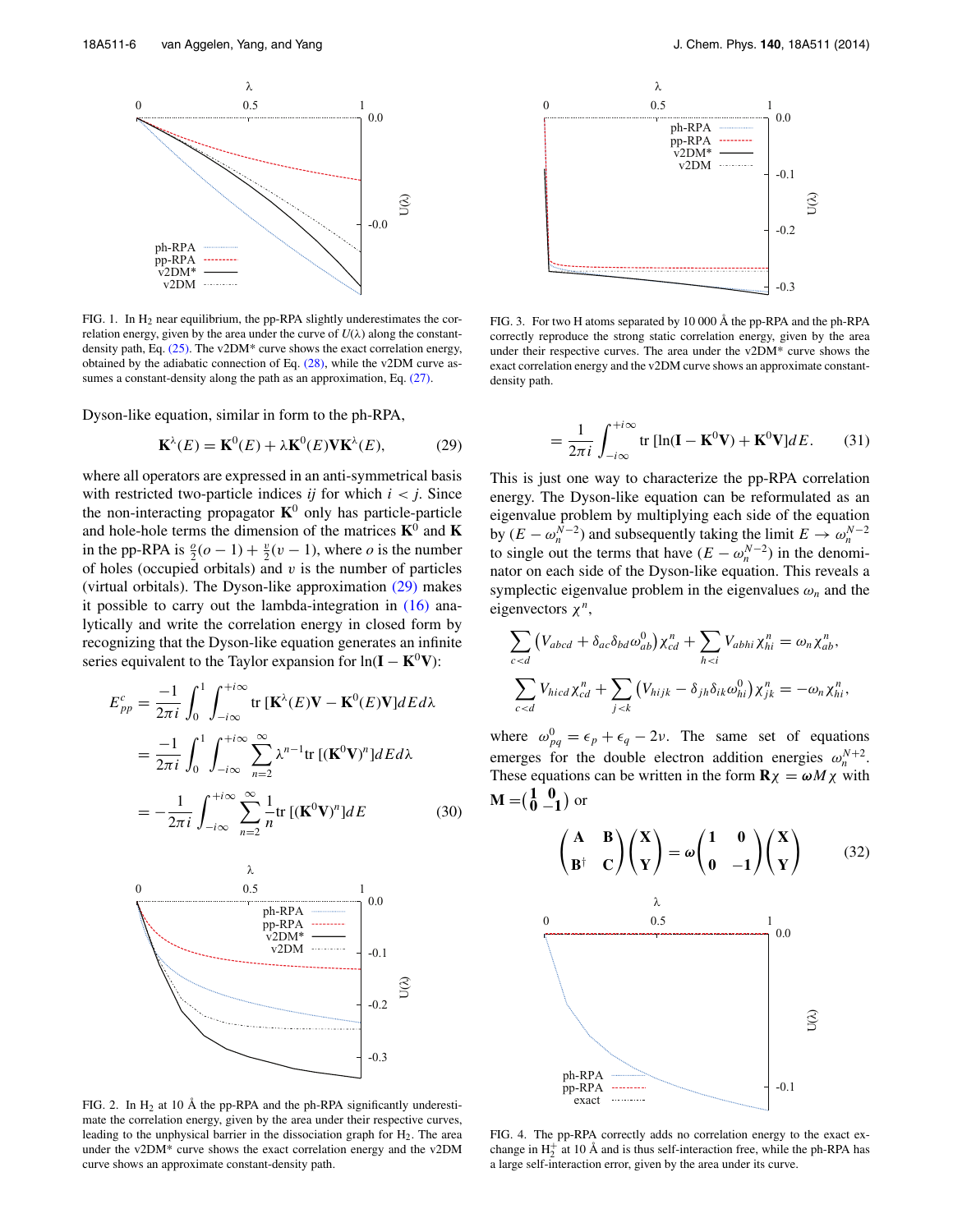FIG. 1. In $H_2$ near equilibrium, the pp-RPA slightly underestimates the correlation energy, given by the area under the curve of $U(\lambda)$ along the constant-density path, Eq. (25). The v2DM* curve shows the exact correlation energy, obtained by the adiabatic connection of Eq. (28), while the v2DM curve assumes a constant-density along the path as an approximation, Eq. (27).

Dyson-like equation, similar in form to the ph-RPA,

$$\mathbf{K}^{\lambda}(E) = \mathbf{K}^{0}(E) + \lambda \mathbf{K}^{0}(E)\mathbf{V}\mathbf{K}^{\lambda}(E), \tag{29}$$

where all operators are expressed in an anti-symmetrical basis with restricted two-particle indices $ij$ for which $i < j$. Since the non-interacting propagator $\mathbf{K}^0$ only has particle-particle and hole-hole terms the dimension of the matrices $\mathbf{K}^0$ and $\mathbf{K}$ in the pp-RPA is $\frac{o}{2}(o-1) + \frac{v}{2}(v-1)$, where $o$ is the number of holes (occupied orbitals) and $v$ is the number of particles (virtual orbitals). The Dyson-like approximation (29) makes it possible to carry out the lambda-integration in (16) analytically and write the correlation energy in closed form by recognizing that the Dyson-like equation generates an infinite series equivalent to the Taylor expansion for $\ln(\mathbf{I} - \mathbf{K}^0\mathbf{V})$:

$$\begin{aligned}
E^{c}_{pp} &= \frac{-1}{2\pi i}\int_0^1 \int_{-i\infty}^{+i\infty} \mathrm{tr}\,[\mathbf{K}^{\lambda}(E)\mathbf{V} - \mathbf{K}^{0}(E)\mathbf{V}]dEd\lambda \\
&= \frac{-1}{2\pi i}\int_0^1 \int_{-i\infty}^{+i\infty} \sum_{n=2}^{\infty} \lambda^{n-1}\mathrm{tr}\,[(\mathbf{K}^0\mathbf{V})^n]dEd\lambda \\
&= -\frac{1}{2\pi i}\int_{-i\infty}^{+i\infty} \sum_{n=2}^{\infty} \frac{1}{n}\mathrm{tr}\,[(\mathbf{K}^0\mathbf{V})^n]dE
\end{aligned} \tag{30}$$

FIG. 2. In $H_2$ at 10 Å the pp-RPA and the ph-RPA significantly underestimate the correlation energy, given by the area under their respective curves, leading to the unphysical barrier in the dissociation graph for $H_2$. The area under the v2DM* curve shows the exact correlation energy and the v2DM curve shows an approximate constant-density path.

FIG. 3. For two H atoms separated by 10 000 Å the pp-RPA and the ph-RPA correctly reproduce the strong static correlation energy, given by the area under their respective curves. The area under the v2DM* curve shows the exact correlation energy and the v2DM curve shows an approximate constant-density path.

$$= \frac{1}{2\pi i}\int_{-i\infty}^{+i\infty} \mathrm{tr}\,[\ln(\mathbf{I} - \mathbf{K}^0\mathbf{V}) + \mathbf{K}^0\mathbf{V}]dE. \tag{31}$$

This is just one way to characterize the pp-RPA correlation energy. The Dyson-like equation can be reformulated as an eigenvalue problem by multiplying each side of the equation by $(E - \omega_n^{N-2})$ and subsequently taking the limit $E \to \omega_n^{N-2}$ to single out the terms that have $(E - \omega_n^{N-2})$ in the denominator on each side of the Dyson-like equation. This reveals a symplectic eigenvalue problem in the eigenvalues $\omega_n$ and the eigenvectors $\chi^n$,

$$\sum_{c<d}\left(V_{abcd} + \delta_{ac}\delta_{bd}\omega^0_{ab}\right)\chi^n_{cd} + \sum_{h<i} V_{abhi}\chi^n_{hi} = \omega_n \chi^n_{ab},$$

$$\sum_{c<d} V_{hicd}\chi^n_{cd} + \sum_{j<k}\left(V_{hijk} - \delta_{jh}\delta_{ik}\omega^0_{hi}\right)\chi^n_{jk} = -\omega_n \chi^n_{hi},$$

where $\omega^0_{pq} = \epsilon_p + \epsilon_q - 2\nu$. The same set of equations emerges for the double electron addition energies $\omega_n^{N+2}$. These equations can be written in the form $\mathbf{R}\chi = \boldsymbol{\omega} M\chi$ with $\mathbf{M} = \begin{pmatrix} \mathbf{1} & \mathbf{0} \\ \mathbf{0} & \mathbf{-1} \end{pmatrix}$ or

$$\begin{pmatrix} \mathbf{A} & \mathbf{B} \\ \mathbf{B}^{\dagger} & \mathbf{C} \end{pmatrix}\begin{pmatrix} \mathbf{X} \\ \mathbf{Y} \end{pmatrix} = \boldsymbol{\omega}\begin{pmatrix} \mathbf{1} & \mathbf{0} \\ \mathbf{0} & \mathbf{-1} \end{pmatrix}\begin{pmatrix} \mathbf{X} \\ \mathbf{Y} \end{pmatrix} \tag{32}$$

FIG. 4. The pp-RPA correctly adds no correlation energy to the exact exchange in $H_2^+$ at 10 Å and is thus self-interaction free, while the ph-RPA has a large self-interaction error, given by the area under its curve.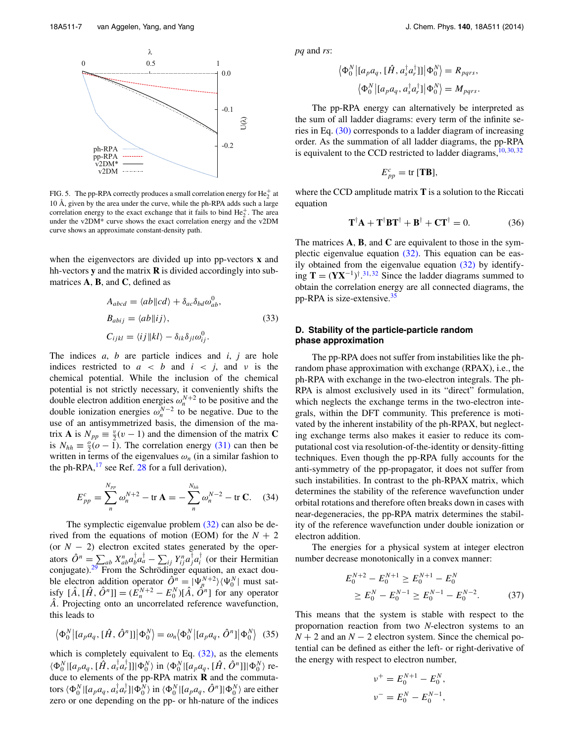FIG. 5. The pp-RPA correctly produces a small correlation energy for $He_2^+$ at 10 Å, given by the area under the curve, while the ph-RPA adds such a large correlation energy to the exact exchange that it fails to bind $He_2^+$. The area under the v2DM* curve shows the exact correlation energy and the v2DM curve shows an approximate constant-density path.

when the eigenvectors are divided up into pp-vectors $\mathbf{x}$ and hh-vectors $\mathbf{y}$ and the matrix $\mathbf{R}$ is divided accordingly into submatrices $\mathbf{A}$, $\mathbf{B}$, and $\mathbf{C}$, defined as

$$
\begin{aligned}
A_{abcd} &= \langle ab \| cd \rangle + \delta_{ac}\delta_{bd}\omega^0_{ab}, \\
B_{abij} &= \langle ab \| ij \rangle, \\
C_{ijkl} &= \langle ij \| kl \rangle - \delta_{ik}\delta_{jl}\omega^0_{ij}.
\end{aligned} \tag{33}
$$

The indices $a$, $b$ are particle indices and $i$, $j$ are hole indices restricted to $a < b$ and $i < j$, and $\nu$ is the chemical potential. While the inclusion of the chemical potential is not strictly necessary, it conveniently shifts the double electron addition energies $\omega_n^{N+2}$ to be positive and the double ionization energies $\omega_n^{N-2}$ to be negative. Due to the use of an antisymmetrized basis, the dimension of the matrix $\mathbf{A}$ is $N_{pp} \equiv \frac{v}{2}(v-1)$ and the dimension of the matrix $\mathbf{C}$ is $N_{hh} \equiv \frac{o}{2}(o-1)$. The correlation energy (31) can then be written in terms of the eigenvalues $\omega_n$ (in a similar fashion to the ph-RPA,[17] see Ref. 28 for a full derivation),

$$
E^c_{pp} = \sum_n^{N_{pp}} \omega_n^{N+2} - \mathrm{tr}\,\mathbf{A} = -\sum_n^{N_{hh}} \omega_n^{N-2} - \mathrm{tr}\,\mathbf{C}. \tag{34}
$$

The symplectic eigenvalue problem (32) can also be derived from the equations of motion (EOM) for the $N+2$ (or $N-2$) electron excited states generated by the operators $\hat{O}^n = \sum_{ab} X^n_{ab} a_b^\dagger a_a^\dagger - \sum_{ij} Y^n_{ij} a_j^\dagger a_i^\dagger$ (or their Hermitian conjugate).[29] From the Schrödinger equation, an exact double electron addition operator $\hat{O}^n = |\Psi_n^{N+2}\rangle\langle\Psi_0^N|$ must satisfy $[\hat{A}, [\hat{H}, \hat{O}^n]] = (E_n^{N+2} - E_0^N)[\hat{A}, \hat{O}^n]$ for any operator $\hat{A}$. Projecting onto an uncorrelated reference wavefunction, this leads to

$$
\langle \Phi_0^N | [a_p a_q, [\hat{H}, \hat{O}^n]] | \Phi_0^N \rangle = \omega_n \langle \Phi_0^N | [a_p a_q, \hat{O}^n] | \Phi_0^N \rangle \tag{35}
$$

which is completely equivalent to Eq. (32), as the elements $\langle \Phi_0^N | [a_p a_q, [\hat{H}, a_s^\dagger a_r^\dagger]] | \Phi_0^N \rangle$ in $\langle \Phi_0^N | [a_p a_q, [\hat{H}, \hat{O}^n]] | \Phi_0^N \rangle$ reduce to elements of the pp-RPA matrix $\mathbf{R}$ and the commutators $\langle \Phi_0^N | [a_p a_q, a_s^\dagger a_r^\dagger] | \Phi_0^N \rangle$ in $\langle \Phi_0^N | [a_p a_q, \hat{O}^n] | \Phi_0^N \rangle$ are either zero or one depending on the pp- or hh-nature of the indices $pq$ and $rs$:

$$
\begin{aligned}
\langle \Phi_0^N | [a_p a_q, [\hat{H}, a_s^\dagger a_r^\dagger]] | \Phi_0^N \rangle &= R_{pqrs}, \\
\langle \Phi_0^N | [a_p a_q, a_s^\dagger a_r^\dagger] | \Phi_0^N \rangle &= M_{pqrs}.
\end{aligned}
$$

The pp-RPA energy can alternatively be interpreted as the sum of all ladder diagrams: every term of the infinite series in Eq. (30) corresponds to a ladder diagram of increasing order. As the summation of all ladder diagrams, the pp-RPA is equivalent to the CCD restricted to ladder diagrams,[10,30,32]

$$
E^c_{pp} = \mathrm{tr}\,[\mathbf{TB}],
$$

where the CCD amplitude matrix $\mathbf{T}$ is a solution to the Riccati equation

$$
\mathbf{T}^\dagger \mathbf{A} + \mathbf{T}^\dagger \mathbf{B} \mathbf{T}^\dagger + \mathbf{B}^\dagger + \mathbf{C}\mathbf{T}^\dagger = 0. \tag{36}
$$

The matrices $\mathbf{A}$, $\mathbf{B}$, and $\mathbf{C}$ are equivalent to those in the symplectic eigenvalue equation (32). This equation can be easily obtained from the eigenvalue equation (32) by identifying $\mathbf{T} = (\mathbf{Y}\mathbf{X}^{-1})^\dagger$.[31,32] Since the ladder diagrams summed to obtain the correlation energy are all connected diagrams, the pp-RPA is size-extensive.[35]

### D. Stability of the particle-particle random phase approximation

The pp-RPA does not suffer from instabilities like the ph-random phase approximation with exchange (RPAX), i.e., the ph-RPA with exchange in the two-electron integrals. The ph-RPA is almost exclusively used in its "direct" formulation, which neglects the exchange terms in the two-electron integrals, within the DFT community. This preference is motivated by the inherent instability of the ph-RPAX, but neglecting exchange terms also makes it easier to reduce its computational cost via resolution-of-the-identity or density-fitting techniques. Even though the pp-RPA fully accounts for the anti-symmetry of the pp-propagator, it does not suffer from such instabilities. In contrast to the ph-RPAX matrix, which determines the stability of the reference wavefunction under orbital rotations and therefore often breaks down in cases with near-degeneracies, the pp-RPA matrix determines the stability of the reference wavefunction under double ionization or electron addition.

The energies for a physical system at integer electron number decrease monotonically in a convex manner:

$$
\begin{aligned}
E_0^{N+2} - E_0^{N+1} &\geq E_0^{N+1} - E_0^N \\
&\geq E_0^N - E_0^{N-1} \geq E_0^{N-1} - E_0^{N-2}.
\end{aligned} \tag{37}
$$

This means that the system is stable with respect to the proportionation reaction from two $N$-electron systems to an $N+2$ and an $N-2$ electron system. Since the chemical potential can be defined as either the left- or right-derivative of the energy with respect to electron number,

$$
\begin{aligned}
\nu^+ &= E_0^{N+1} - E_0^N, \\
\nu^- &= E_0^N - E_0^{N-1},
\end{aligned}
$$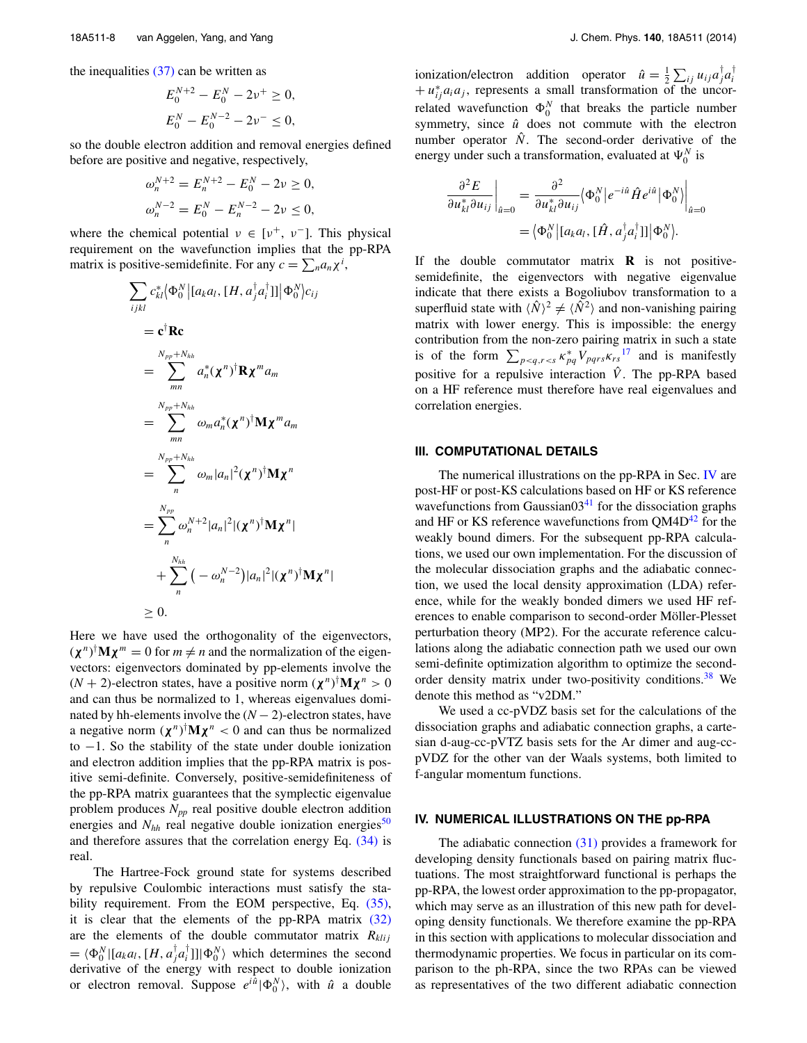the inequalities (37) can be written as

$$E_0^{N+2} - E_0^N - 2\nu^+ \geq 0,$$
$$E_0^N - E_0^{N-2} - 2\nu^- \leq 0,$$

so the double electron addition and removal energies defined before are positive and negative, respectively,

$$\omega_n^{N+2} = E_n^{N+2} - E_0^N - 2\nu \geq 0,$$
$$\omega_n^{N-2} = E_0^N - E_n^{N-2} - 2\nu \leq 0,$$

where the chemical potential $\nu \in [\nu^+, \nu^-]$. This physical requirement on the wavefunction implies that the pp-RPA matrix is positive-semidefinite. For any $c = \sum_n a_n \chi^i$,

$$\begin{aligned}
\sum_{ijkl} c_{kl}^* \langle \Phi_0^N | [a_k a_l, [H, a_j^\dagger a_i^\dagger]] | \Phi_0^N \rangle c_{ij}
&= \mathbf{c}^\dagger \mathbf{R} \mathbf{c} \\
&= \sum_{mn}^{N_{pp}+N_{hh}} a_n^* (\boldsymbol{\chi}^n)^\dagger \mathbf{R} \boldsymbol{\chi}^m a_m \\
&= \sum_{mn}^{N_{pp}+N_{hh}} \omega_m a_n^* (\boldsymbol{\chi}^n)^\dagger \mathbf{M} \boldsymbol{\chi}^m a_m \\
&= \sum_{n}^{N_{pp}+N_{hh}} \omega_m |a_n|^2 (\boldsymbol{\chi}^n)^\dagger \mathbf{M} \boldsymbol{\chi}^n \\
&= \sum_{n}^{N_{pp}} \omega_n^{N+2} |a_n|^2 |(\boldsymbol{\chi}^n)^\dagger \mathbf{M} \boldsymbol{\chi}^n| \\
&\quad + \sum_{n}^{N_{hh}} \left(-\omega_n^{N-2}\right) |a_n|^2 |(\boldsymbol{\chi}^n)^\dagger \mathbf{M} \boldsymbol{\chi}^n| \\
&\geq 0.
\end{aligned}$$

Here we have used the orthogonality of the eigenvectors, $(\boldsymbol{\chi}^n)^\dagger \mathbf{M} \boldsymbol{\chi}^m = 0$ for $m \neq n$ and the normalization of the eigenvectors: eigenvectors dominated by pp-elements involve the $(N+2)$-electron states, have a positive norm $(\boldsymbol{\chi}^n)^\dagger \mathbf{M} \boldsymbol{\chi}^n > 0$ and can thus be normalized to 1, whereas eigenvalues dominated by hh-elements involve the $(N-2)$-electron states, have a negative norm $(\boldsymbol{\chi}^n)^\dagger \mathbf{M} \boldsymbol{\chi}^n < 0$ and can thus be normalized to $-1$. So the stability of the state under double ionization and electron addition implies that the pp-RPA matrix is positive semi-definite. Conversely, positive-semidefiniteness of the pp-RPA matrix guarantees that the symplectic eigenvalue problem produces $N_{pp}$ real positive double electron addition energies and $N_{hh}$ real negative double ionization energies[50] and therefore assures that the correlation energy Eq. (34) is real.

The Hartree-Fock ground state for systems described by repulsive Coulombic interactions must satisfy the stability requirement. From the EOM perspective, Eq. (35), it is clear that the elements of the pp-RPA matrix (32) are the elements of the double commutator matrix $R_{klij} = \langle \Phi_0^N | [a_k a_l, [H, a_j^\dagger a_i^\dagger]] | \Phi_0^N \rangle$ which determines the second derivative of the energy with respect to double ionization or electron removal. Suppose $e^{i\hat{u}}|\Phi_0^N\rangle$, with $\hat{u}$ a double ionization/electron addition operator $\hat{u} = \frac{1}{2}\sum_{ij} u_{ij} a_j^\dagger a_i^\dagger + u_{ij}^* a_i a_j$, represents a small transformation of the uncorrelated wavefunction $\Phi_0^N$ that breaks the particle number symmetry, since $\hat{u}$ does not commute with the electron number operator $\hat{N}$. The second-order derivative of the energy under such a transformation, evaluated at $\Psi_0^N$ is

$$\left.\frac{\partial^2 E}{\partial u_{kl}^* \partial u_{ij}}\right|_{\hat{u}=0} = \left.\frac{\partial^2}{\partial u_{kl}^* \partial u_{ij}} \langle \Phi_0^N | e^{-i\hat{u}} \hat{H} e^{i\hat{u}} | \Phi_0^N \rangle \right|_{\hat{u}=0}$$
$$= \langle \Phi_0^N | [a_k a_l, [\hat{H}, a_j^\dagger a_i^\dagger]] | \Phi_0^N \rangle.$$

If the double commutator matrix $\mathbf{R}$ is not positive-semidefinite, the eigenvectors with negative eigenvalue indicate that there exists a Bogoliubov transformation to a superfluid state with $\langle \hat{N} \rangle^2 \neq \langle \hat{N}^2 \rangle$ and non-vanishing pairing matrix with lower energy. This is impossible: the energy contribution from the non-zero pairing matrix in such a state is of the form $\sum_{p<q,r<s} \kappa_{pq}^* V_{pqrs} \kappa_{rs}$[17] and is manifestly positive for a repulsive interaction $\hat{V}$. The pp-RPA based on a HF reference must therefore have real eigenvalues and correlation energies.

## III. COMPUTATIONAL DETAILS

The numerical illustrations on the pp-RPA in Sec. IV are post-HF or post-KS calculations based on HF or KS reference wavefunctions from Gaussian03[41] for the dissociation graphs and HF or KS reference wavefunctions from QM4D[42] for the weakly bound dimers. For the subsequent pp-RPA calculations, we used our own implementation. For the discussion of the molecular dissociation graphs and the adiabatic connection, we used the local density approximation (LDA) reference, while for the weakly bonded dimers we used HF references to enable comparison to second-order Möller-Plesset perturbation theory (MP2). For the accurate reference calculations along the adiabatic connection path we used our own semi-definite optimization algorithm to optimize the second-order density matrix under two-positivity conditions.[38] We denote this method as "v2DM."

We used a cc-pVDZ basis set for the calculations of the dissociation graphs and adiabatic connection graphs, a cartesian d-aug-cc-pVTZ basis sets for the Ar dimer and aug-cc-pVDZ for the other van der Waals systems, both limited to f-angular momentum functions.

## IV. NUMERICAL ILLUSTRATIONS ON THE pp-RPA

The adiabatic connection (31) provides a framework for developing density functionals based on pairing matrix fluctuations. The most straightforward functional is perhaps the pp-RPA, the lowest order approximation to the pp-propagator, which may serve as an illustration of this new path for developing density functionals. We therefore examine the pp-RPA in this section with applications to molecular dissociation and thermodynamic properties. We focus in particular on its comparison to the ph-RPA, since the two RPAs can be viewed as representatives of the two different adiabatic connection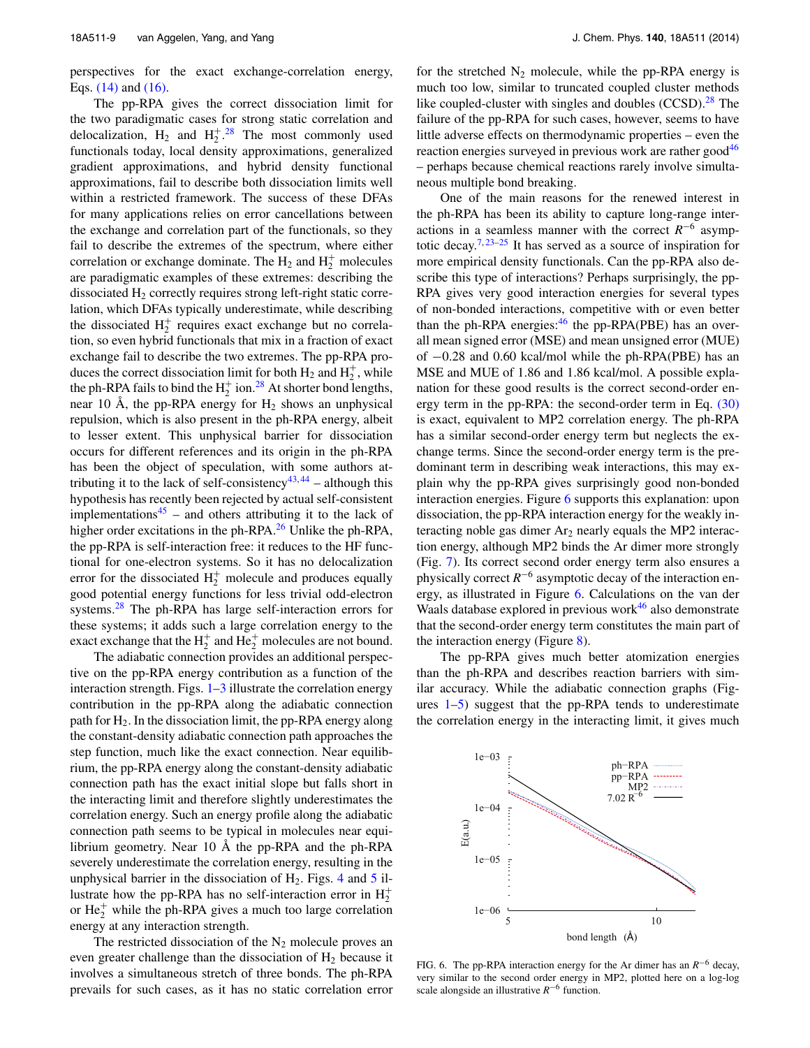perspectives for the exact exchange-correlation energy, Eqs. (14) and (16).

The pp-RPA gives the correct dissociation limit for the two paradigmatic cases for strong static correlation and delocalization, $H_2$ and $H_2^+$.[28] The most commonly used functionals today, local density approximations, generalized gradient approximations, and hybrid density functional approximations, fail to describe both dissociation limits well within a restricted framework. The success of these DFAs for many applications relies on error cancellations between the exchange and correlation part of the functionals, so they fail to describe the extremes of the spectrum, where either correlation or exchange dominate. The $H_2$ and $H_2^+$ molecules are paradigmatic examples of these extremes: describing the dissociated $H_2$ correctly requires strong left-right static correlation, which DFAs typically underestimate, while describing the dissociated $H_2^+$ requires exact exchange but no correlation, so even hybrid functionals that mix in a fraction of exact exchange fail to describe the two extremes. The pp-RPA produces the correct dissociation limit for both $H_2$ and $H_2^+$, while the ph-RPA fails to bind the $H_2^+$ ion.[28] At shorter bond lengths, near 10 Å, the pp-RPA energy for $H_2$ shows an unphysical repulsion, which is also present in the ph-RPA energy, albeit to lesser extent. This unphysical barrier for dissociation occurs for different references and its origin in the ph-RPA has been the object of speculation, with some authors attributing it to the lack of self-consistency[43,44] – although this hypothesis has recently been rejected by actual self-consistent implementations[45] – and others attributing it to the lack of higher order excitations in the ph-RPA.[26] Unlike the ph-RPA, the pp-RPA is self-interaction free: it reduces to the HF functional for one-electron systems. So it has no delocalization error for the dissociated $H_2^+$ molecule and produces equally good potential energy functions for less trivial odd-electron systems.[28] The ph-RPA has large self-interaction errors for these systems; it adds such a large correlation energy to the exact exchange that the $H_2^+$ and $He_2^+$ molecules are not bound.

The adiabatic connection provides an additional perspective on the pp-RPA energy contribution as a function of the interaction strength. Figs. 1–3 illustrate the correlation energy contribution in the pp-RPA along the adiabatic connection path for $H_2$. In the dissociation limit, the pp-RPA energy along the constant-density adiabatic connection path approaches the step function, much like the exact connection. Near equilibrium, the pp-RPA energy along the constant-density adiabatic connection path has the exact initial slope but falls short in the interacting limit and therefore slightly underestimates the correlation energy. Such an energy profile along the adiabatic connection path seems to be typical in molecules near equilibrium geometry. Near 10 Å the pp-RPA and the ph-RPA severely underestimate the correlation energy, resulting in the unphysical barrier in the dissociation of $H_2$. Figs. 4 and 5 illustrate how the pp-RPA has no self-interaction error in $H_2^+$ or $He_2^+$ while the ph-RPA gives a much too large correlation energy at any interaction strength.

The restricted dissociation of the $N_2$ molecule proves an even greater challenge than the dissociation of $H_2$ because it involves a simultaneous stretch of three bonds. The ph-RPA prevails for such cases, as it has no static correlation error for the stretched $N_2$ molecule, while the pp-RPA energy is much too low, similar to truncated coupled cluster methods like coupled-cluster with singles and doubles (CCSD).[28] The failure of the pp-RPA for such cases, however, seems to have little adverse effects on thermodynamic properties – even the reaction energies surveyed in previous work are rather good[46] – perhaps because chemical reactions rarely involve simultaneous multiple bond breaking.

One of the main reasons for the renewed interest in the ph-RPA has been its ability to capture long-range interactions in a seamless manner with the correct $R^{-6}$ asymptotic decay.[7,23–25] It has served as a source of inspiration for more empirical density functionals. Can the pp-RPA also describe this type of interactions? Perhaps surprisingly, the pp-RPA gives very good interaction energies for several types of non-bonded interactions, competitive with or even better than the ph-RPA energies:[46] the pp-RPA(PBE) has an overall mean signed error (MSE) and mean unsigned error (MUE) of $-0.28$ and 0.60 kcal/mol while the ph-RPA(PBE) has an MSE and MUE of 1.86 and 1.86 kcal/mol. A possible explanation for these good results is the correct second-order energy term in the pp-RPA: the second-order term in Eq. (30) is exact, equivalent to MP2 correlation energy. The ph-RPA has a similar second-order energy term but neglects the exchange terms. Since the second-order energy term is the predominant term in describing weak interactions, this may explain why the pp-RPA gives surprisingly good non-bonded interaction energies. Figure 6 supports this explanation: upon dissociation, the pp-RPA interaction energy for the weakly interacting noble gas dimer $Ar_2$ nearly equals the MP2 interaction energy, although MP2 binds the Ar dimer more strongly (Fig. 7). Its correct second order energy term also ensures a physically correct $R^{-6}$ asymptotic decay of the interaction energy, as illustrated in Figure 6. Calculations on the van der Waals database explored in previous work[46] also demonstrate that the second-order energy term constitutes the main part of the interaction energy (Figure 8).

The pp-RPA gives much better atomization energies than the ph-RPA and describes reaction barriers with similar accuracy. While the adiabatic connection graphs (Figures 1–5) suggest that the pp-RPA tends to underestimate the correlation energy in the interacting limit, it gives much

FIG. 6. The pp-RPA interaction energy for the Ar dimer has an $R^{-6}$ decay, very similar to the second order energy in MP2, plotted here on a log-log scale alongside an illustrative $R^{-6}$ function.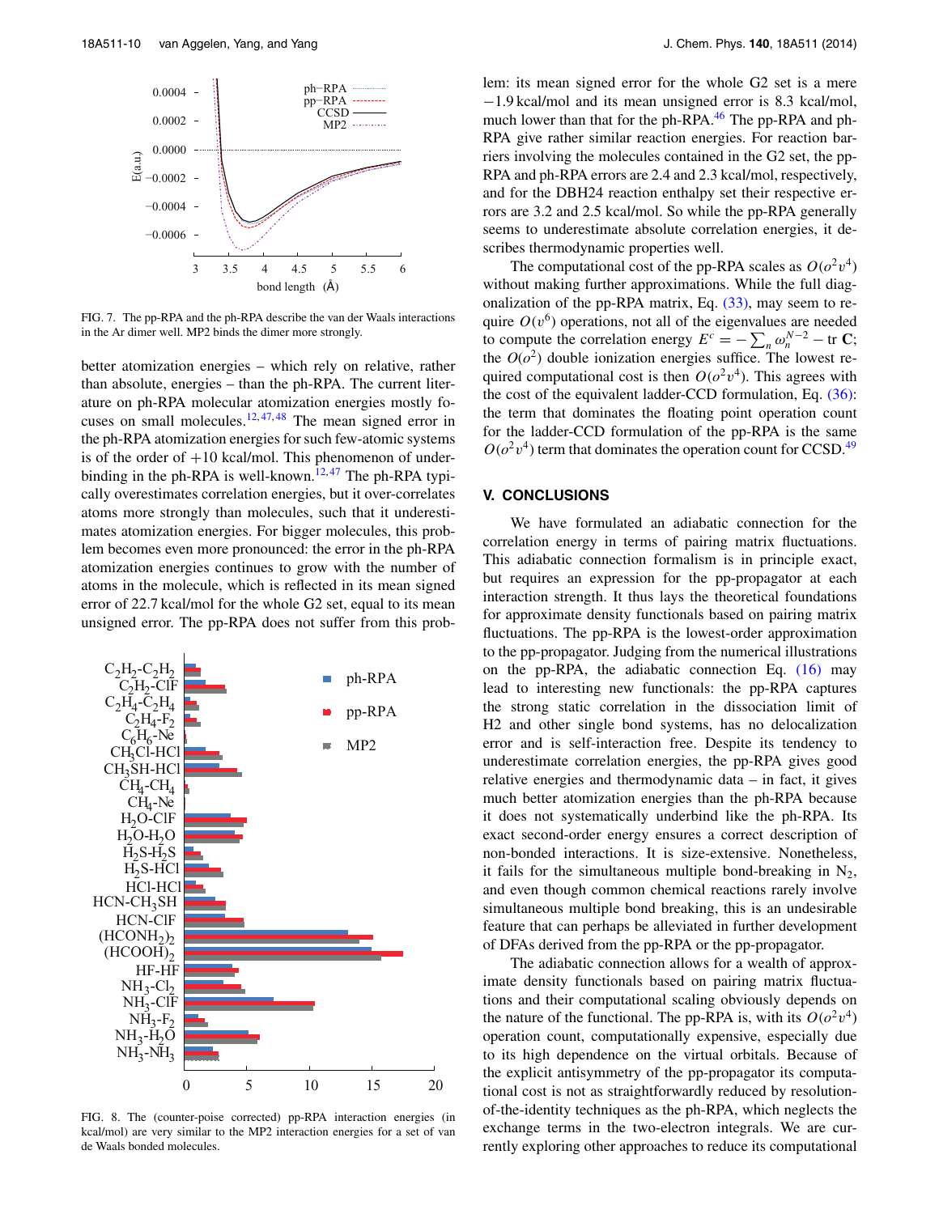FIG. 7. The pp-RPA and the ph-RPA describe the van der Waals interactions in the Ar dimer well. MP2 binds the dimer more strongly.

better atomization energies – which rely on relative, rather than absolute, energies – than the ph-RPA. The current literature on ph-RPA molecular atomization energies mostly focuses on small molecules.[12,47,48] The mean signed error in the ph-RPA atomization energies for such few-atomic systems is of the order of +10 kcal/mol. This phenomenon of underbinding in the ph-RPA is well-known.[12,47] The ph-RPA typically overestimates correlation energies, but it over-correlates atoms more strongly than molecules, such that it underestimates atomization energies. For bigger molecules, this problem becomes even more pronounced: the error in the ph-RPA atomization energies continues to grow with the number of atoms in the molecule, which is reflected in its mean signed error of 22.7 kcal/mol for the whole G2 set, equal to its mean unsigned error. The pp-RPA does not suffer from this problem: its mean signed error for the whole G2 set is a mere −1.9 kcal/mol and its mean unsigned error is 8.3 kcal/mol, much lower than that for the ph-RPA.[46] The pp-RPA and ph-RPA give rather similar reaction energies. For reaction barriers involving the molecules contained in the G2 set, the pp-RPA and ph-RPA errors are 2.4 and 2.3 kcal/mol, respectively, and for the DBH24 reaction enthalpy set their respective errors are 3.2 and 2.5 kcal/mol. So while the pp-RPA generally seems to underestimate absolute correlation energies, it describes thermodynamic properties well.

FIG. 8. The (counter-poise corrected) pp-RPA interaction energies (in kcal/mol) are very similar to the MP2 interaction energies for a set of van de Waals bonded molecules.

The computational cost of the pp-RPA scales as $O(o^2v^4)$ without making further approximations. While the full diagonalization of the pp-RPA matrix, Eq. (33), may seem to require $O(v^6)$ operations, not all of the eigenvalues are needed to compute the correlation energy $E^c = -\sum_n \omega_n^{N-2} - \text{tr}\,\mathbf{C}$; the $O(o^2)$ double ionization energies suffice. The lowest required computational cost is then $O(o^2v^4)$. This agrees with the cost of the equivalent ladder-CCD formulation, Eq. (36): the term that dominates the floating point operation count for the ladder-CCD formulation of the pp-RPA is the same $O(o^2v^4)$ term that dominates the operation count for CCSD.[49]

## V. CONCLUSIONS

We have formulated an adiabatic connection for the correlation energy in terms of pairing matrix fluctuations. This adiabatic connection formalism is in principle exact, but requires an expression for the pp-propagator at each interaction strength. It thus lays the theoretical foundations for approximate density functionals based on pairing matrix fluctuations. The pp-RPA is the lowest-order approximation to the pp-propagator. Judging from the numerical illustrations on the pp-RPA, the adiabatic connection Eq. (16) may lead to interesting new functionals: the pp-RPA captures the strong static correlation in the dissociation limit of H2 and other single bond systems, has no delocalization error and is self-interaction free. Despite its tendency to underestimate correlation energies, the pp-RPA gives good relative energies and thermodynamic data – in fact, it gives much better atomization energies than the ph-RPA because it does not systematically underbind like the ph-RPA. Its exact second-order energy ensures a correct description of non-bonded interactions. It is size-extensive. Nonetheless, it fails for the simultaneous multiple bond-breaking in $N_2$, and even though common chemical reactions rarely involve simultaneous multiple bond breaking, this is an undesirable feature that can perhaps be alleviated in further development of DFAs derived from the pp-RPA or the pp-propagator.

The adiabatic connection allows for a wealth of approximate density functionals based on pairing matrix fluctuations and their computational scaling obviously depends on the nature of the functional. The pp-RPA is, with its $O(o^2v^4)$ operation count, computationally expensive, especially due to its high dependence on the virtual orbitals. Because of the explicit antisymmetry of the pp-propagator its computational cost is not as straightforwardly reduced by resolution-of-the-identity techniques as the ph-RPA, which neglects the exchange terms in the two-electron integrals. We are currently exploring other approaches to reduce its computational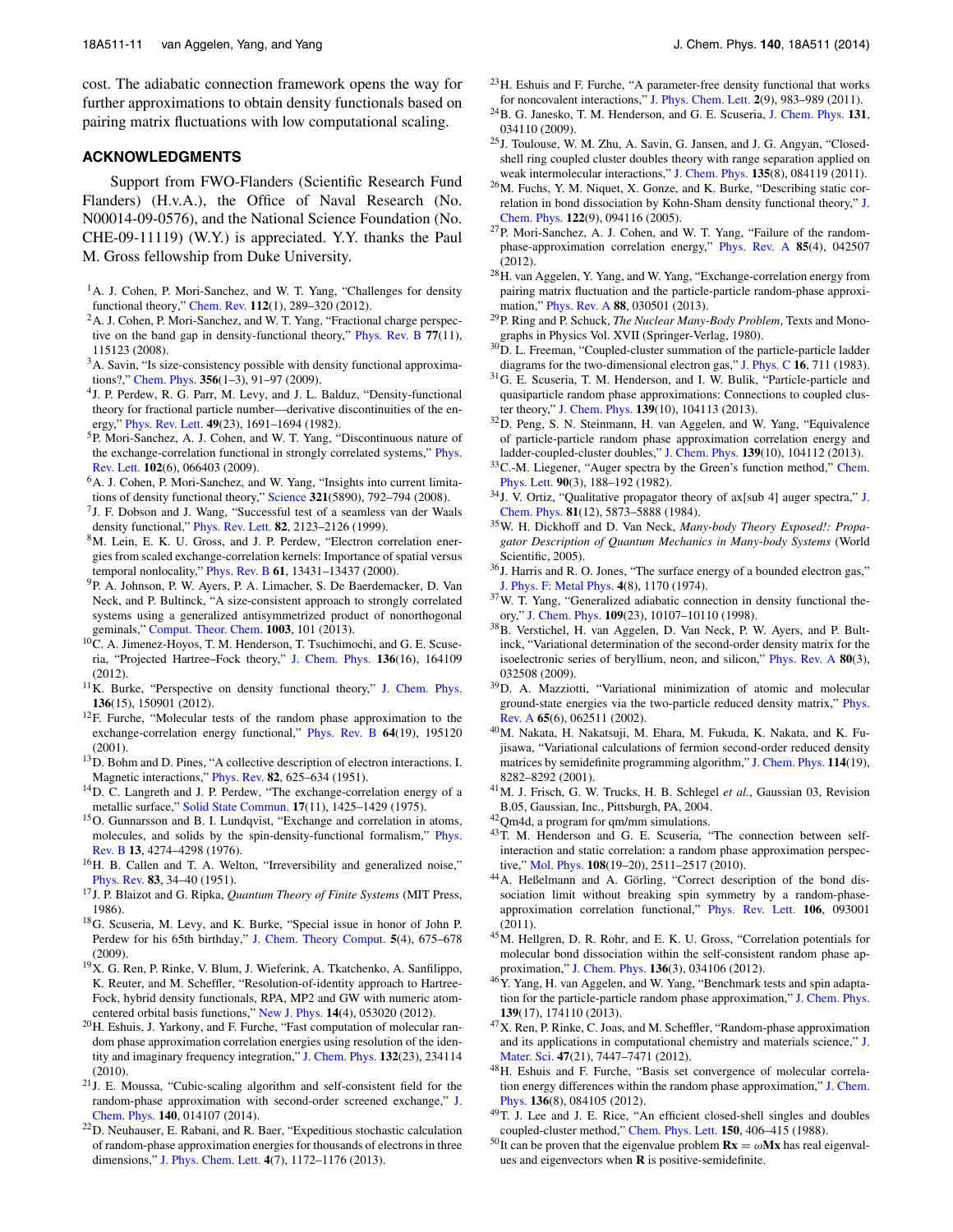cost. The adiabatic connection framework opens the way for further approximations to obtain density functionals based on pairing matrix fluctuations with low computational scaling.

## ACKNOWLEDGMENTS

Support from FWO-Flanders (Scientific Research Fund Flanders) (H.v.A.), the Office of Naval Research (No. N00014-09-0576), and the National Science Foundation (No. CHE-09-11119) (W.Y.) is appreciated. Y.Y. thanks the Paul M. Gross fellowship from Duke University.

[1] A. J. Cohen, P. Mori-Sanchez, and W. T. Yang, "Challenges for density functional theory," Chem. Rev. **112**(1), 289–320 (2012).

[2] A. J. Cohen, P. Mori-Sanchez, and W. T. Yang, "Fractional charge perspective on the band gap in density-functional theory," Phys. Rev. B **77**(11), 115123 (2008).

[3] A. Savin, "Is size-consistency possible with density functional approximations?," Chem. Phys. **356**(1–3), 91–97 (2009).

[4] J. P. Perdew, R. G. Parr, M. Levy, and J. L. Balduz, "Density-functional theory for fractional particle number—derivative discontinuities of the energy," Phys. Rev. Lett. **49**(23), 1691–1694 (1982).

[5] P. Mori-Sanchez, A. J. Cohen, and W. T. Yang, "Discontinuous nature of the exchange-correlation functional in strongly correlated systems," Phys. Rev. Lett. **102**(6), 066403 (2009).

[6] A. J. Cohen, P. Mori-Sanchez, and W. Yang, "Insights into current limitations of density functional theory," Science **321**(5890), 792–794 (2008).

[7] J. F. Dobson and J. Wang, "Successful test of a seamless van der Waals density functional," Phys. Rev. Lett. **82**, 2123–2126 (1999).

[8] M. Lein, E. K. U. Gross, and J. P. Perdew, "Electron correlation energies from scaled exchange-correlation kernels: Importance of spatial versus temporal nonlocality," Phys. Rev. B **61**, 13431–13437 (2000).

[9] P. A. Johnson, P. W. Ayers, P. A. Limacher, S. De Baerdemacker, D. Van Neck, and P. Bultinck, "A size-consistent approach to strongly correlated systems using a generalized antisymmetrized product of nonorthogonal geminals," Comput. Theor. Chem. **1003**, 101 (2013).

[10] C. A. Jimenez-Hoyos, T. M. Henderson, T. Tsuchimochi, and G. E. Scuseria, "Projected Hartree–Fock theory," J. Chem. Phys. **136**(16), 164109 (2012).

[11] K. Burke, "Perspective on density functional theory," J. Chem. Phys. **136**(15), 150901 (2012).

[12] F. Furche, "Molecular tests of the random phase approximation to the exchange-correlation energy functional," Phys. Rev. B **64**(19), 195120 (2001).

[13] D. Bohm and D. Pines, "A collective description of electron interactions. I. Magnetic interactions," Phys. Rev. **82**, 625–634 (1951).

[14] D. C. Langreth and J. P. Perdew, "The exchange-correlation energy of a metallic surface," Solid State Commun. **17**(11), 1425–1429 (1975).

[15] O. Gunnarsson and B. I. Lundqvist, "Exchange and correlation in atoms, molecules, and solids by the spin-density-functional formalism," Phys. Rev. B **13**, 4274–4298 (1976).

[16] H. B. Callen and T. A. Welton, "Irreversibility and generalized noise," Phys. Rev. **83**, 34–40 (1951).

[17] J. P. Blaizot and G. Ripka, *Quantum Theory of Finite Systems* (MIT Press, 1986).

[18] G. Scuseria, M. Levy, and K. Burke, "Special issue in honor of John P. Perdew for his 65th birthday," J. Chem. Theory Comput. **5**(4), 675–678 (2009).

[19] X. G. Ren, P. Rinke, V. Blum, J. Wieferink, A. Tkatchenko, A. Sanfilippo, K. Reuter, and M. Scheffler, "Resolution-of-identity approach to Hartree-Fock, hybrid density functionals, RPA, MP2 and GW with numeric atom-centered orbital basis functions," New J. Phys. **14**(4), 053020 (2012).

[20] H. Eshuis, J. Yarkony, and F. Furche, "Fast computation of molecular random phase approximation correlation energies using resolution of the identity and imaginary frequency integration," J. Chem. Phys. **132**(23), 234114 (2010).

[21] J. E. Moussa, "Cubic-scaling algorithm and self-consistent field for the random-phase approximation with second-order screened exchange," J. Chem. Phys. **140**, 014107 (2014).

[22] D. Neuhauser, E. Rabani, and R. Baer, "Expeditious stochastic calculation of random-phase approximation energies for thousands of electrons in three dimensions," J. Phys. Chem. Lett. **4**(7), 1172–1176 (2013).

[23] H. Eshuis and F. Furche, "A parameter-free density functional that works for noncovalent interactions," J. Phys. Chem. Lett. **2**(9), 983–989 (2011).

[24] B. G. Janesko, T. M. Henderson, and G. E. Scuseria, J. Chem. Phys. **131**, 034110 (2009).

[25] J. Toulouse, W. M. Zhu, A. Savin, G. Jansen, and J. G. Angyan, "Closed-shell ring coupled cluster doubles theory with range separation applied on weak intermolecular interactions," J. Chem. Phys. **135**(8), 084119 (2011).

[26] M. Fuchs, Y. M. Niquet, X. Gonze, and K. Burke, "Describing static correlation in bond dissociation by Kohn-Sham density functional theory," J. Chem. Phys. **122**(9), 094116 (2005).

[27] P. Mori-Sanchez, A. J. Cohen, and W. T. Yang, "Failure of the random-phase-approximation correlation energy," Phys. Rev. A **85**(4), 042507 (2012).

[28] H. van Aggelen, Y. Yang, and W. Yang, "Exchange-correlation energy from pairing matrix fluctuation and the particle-particle random-phase approximation," Phys. Rev. A **88**, 030501 (2013).

[29] P. Ring and P. Schuck, *The Nuclear Many-Body Problem*, Texts and Monographs in Physics Vol. XVII (Springer-Verlag, 1980).

[30] D. L. Freeman, "Coupled-cluster summation of the particle-particle ladder diagrams for the two-dimensional electron gas," J. Phys. C **16**, 711 (1983).

[31] G. E. Scuseria, T. M. Henderson, and I. W. Bulik, "Particle-particle and quasiparticle random phase approximations: Connections to coupled cluster theory," J. Chem. Phys. **139**(10), 104113 (2013).

[32] D. Peng, S. N. Steinmann, H. van Aggelen, and W. Yang, "Equivalence of particle-particle random phase approximation correlation energy and ladder-coupled-cluster doubles," J. Chem. Phys. **139**(10), 104112 (2013).

[33] C.-M. Liegener, "Auger spectra by the Green's function method," Chem. Phys. Lett. **90**(3), 188–192 (1982).

[34] J. V. Ortiz, "Qualitative propagator theory of ax[sub 4] auger spectra," J. Chem. Phys. **81**(12), 5873–5888 (1984).

[35] W. H. Dickhoff and D. Van Neck, *Many-body Theory Exposed!: Propagator Description of Quantum Mechanics in Many-body Systems* (World Scientific, 2005).

[36] J. Harris and R. O. Jones, "The surface energy of a bounded electron gas," J. Phys. F: Metal Phys. **4**(8), 1170 (1974).

[37] W. T. Yang, "Generalized adiabatic connection in density functional theory," J. Chem. Phys. **109**(23), 10107–10110 (1998).

[38] B. Verstichel, H. van Aggelen, D. Van Neck, P. W. Ayers, and P. Bultinck, "Variational determination of the second-order density matrix for the isoelectronic series of beryllium, neon, and silicon," Phys. Rev. A **80**(3), 032508 (2009).

[39] D. A. Mazziotti, "Variational minimization of atomic and molecular ground-state energies via the two-particle reduced density matrix," Phys. Rev. A **65**(6), 062511 (2002).

[40] M. Nakata, H. Nakatsuji, M. Ehara, M. Fukuda, K. Nakata, and K. Fujisawa, "Variational calculations of fermion second-order reduced density matrices by semidefinite programming algorithm," J. Chem. Phys. **114**(19), 8282–8292 (2001).

[41] M. J. Frisch, G. W. Trucks, H. B. Schlegel *et al.*, Gaussian 03, Revision B.05, Gaussian, Inc., Pittsburgh, PA, 2004.

[42] Qm4d, a program for qm/mm simulations.

[43] T. M. Henderson and G. E. Scuseria, "The connection between self-interaction and static correlation: a random phase approximation perspective," Mol. Phys. **108**(19–20), 2511–2517 (2010).

[44] A. Heßelmann and A. Görling, "Correct description of the bond dissociation limit without breaking spin symmetry by a random-phase-approximation correlation functional," Phys. Rev. Lett. **106**, 093001 (2011).

[45] M. Hellgren, D. R. Rohr, and E. K. U. Gross, "Correlation potentials for molecular bond dissociation within the self-consistent random phase approximation," J. Chem. Phys. **136**(3), 034106 (2012).

[46] Y. Yang, H. van Aggelen, and W. Yang, "Benchmark tests and spin adaptation for the particle-particle random phase approximation," J. Chem. Phys. **139**(17), 174110 (2013).

[47] X. Ren, P. Rinke, C. Joas, and M. Scheffler, "Random-phase approximation and its applications in computational chemistry and materials science," J. Mater. Sci. **47**(21), 7447–7471 (2012).

[48] H. Eshuis and F. Furche, "Basis set convergence of molecular correlation energy differences within the random phase approximation," J. Chem. Phys. **136**(8), 084105 (2012).

[49] T. J. Lee and J. E. Rice, "An efficient closed-shell singles and doubles coupled-cluster method," Chem. Phys. Lett. **150**, 406–415 (1988).

[50] It can be proven that the eigenvalue problem $\mathbf{Rx} = \omega\mathbf{Mx}$ has real eigenvalues and eigenvectors when $\mathbf{R}$ is positive-semidefinite.